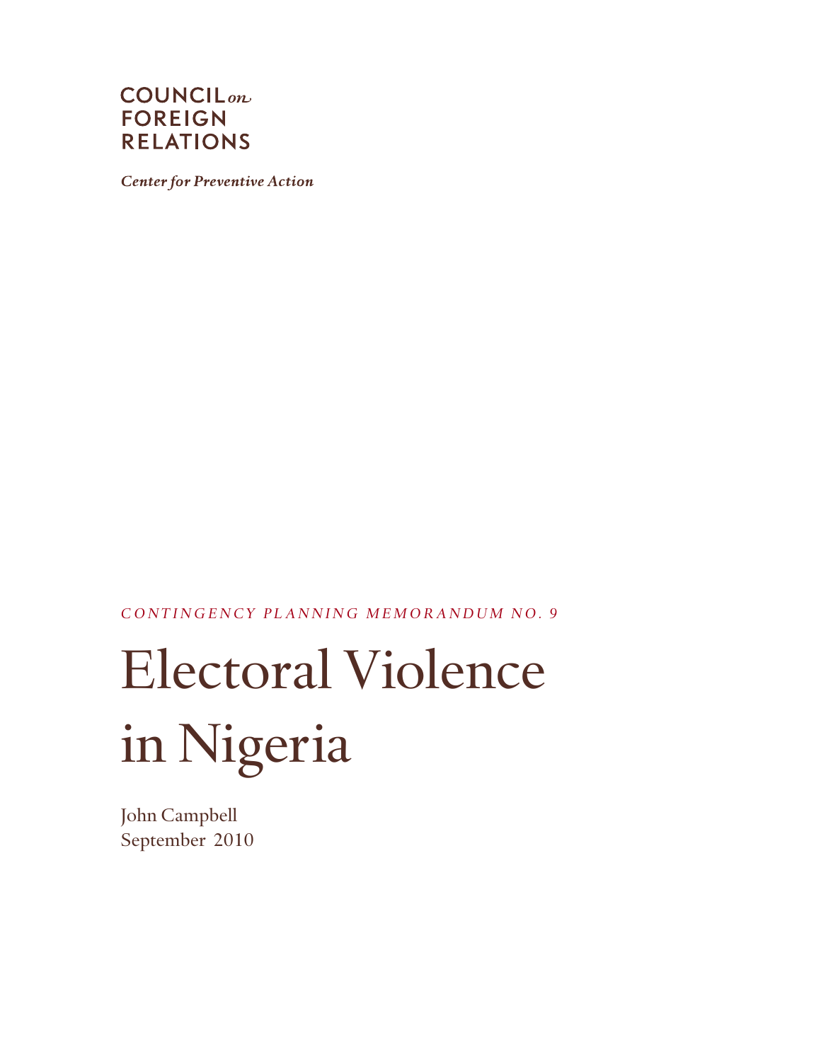COUNCIL *on* FOREIGN RELATIONS

*Center for Preventive Action*

*CONTINGENCY PLANNING MEMORANDUM NO. 9*

# Electoral Violence in Nigeria

John Campbell

September 2010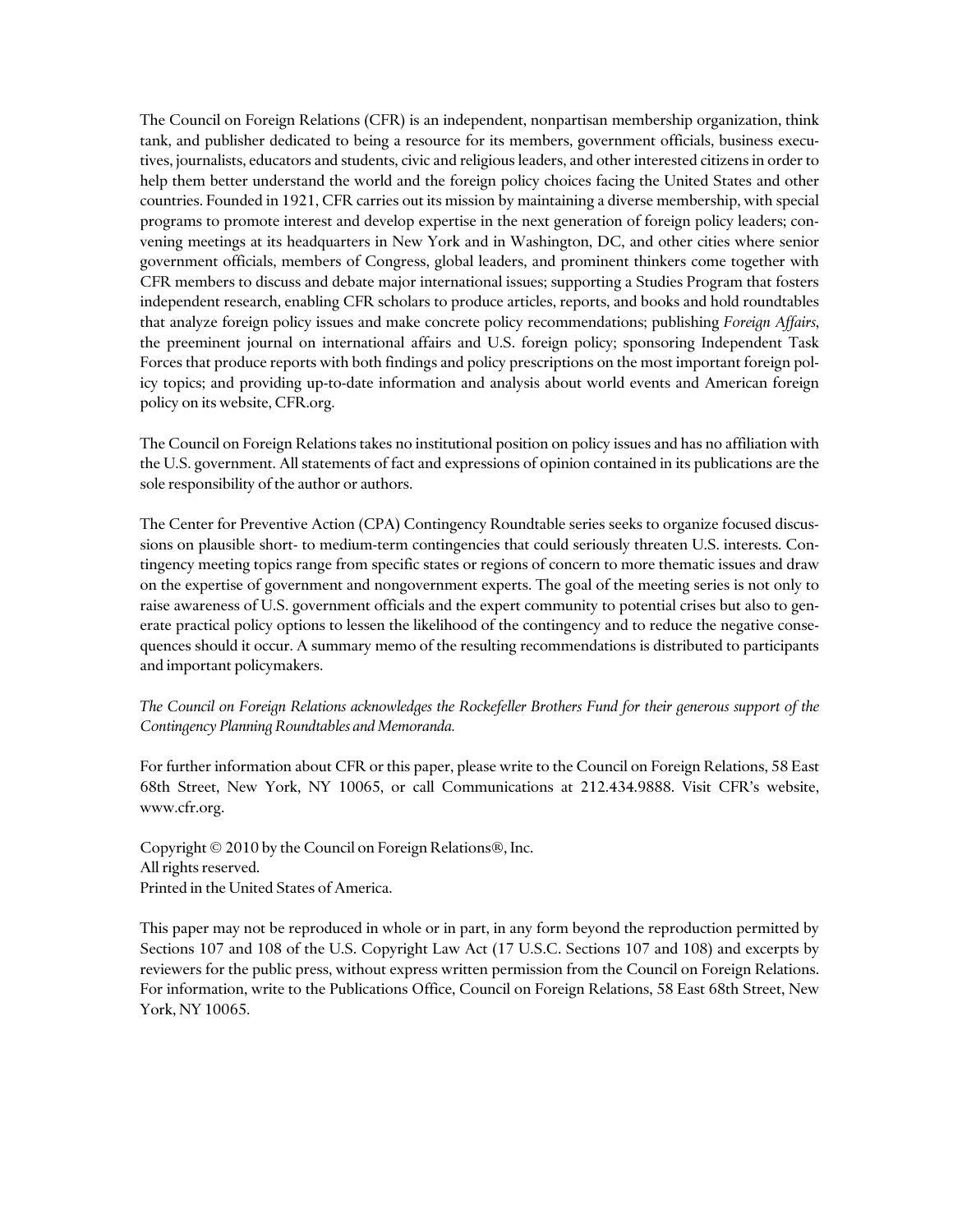The Council on Foreign Relations (CFR) is an independent, nonpartisan membership organization, think tank, and publisher dedicated to being a resource for its members, government officials, business executives, journalists, educators and students, civic and religious leaders, and other interested citizens in order to help them better understand the world and the foreign policy choices facing the United States and other countries. Founded in 1921, CFR carries out its mission by maintaining a diverse membership, with special programs to promote interest and develop expertise in the next generation of foreign policy leaders; convening meetings at its headquarters in New York and in Washington, DC, and other cities where senior government officials, members of Congress, global leaders, and prominent thinkers come together with CFR members to discuss and debate major international issues; supporting a Studies Program that fosters independent research, enabling CFR scholars to produce articles, reports, and books and hold roundtables that analyze foreign policy issues and make concrete policy recommendations; publishing *Foreign Affairs*, the preeminent journal on international affairs and U.S. foreign policy; sponsoring Independent Task Forces that produce reports with both findings and policy prescriptions on the most important foreign policy topics; and providing up-to-date information and analysis about world events and American foreign policy on its website, CFR.org.

The Council on Foreign Relations takes no institutional position on policy issues and has no affiliation with the U.S. government. All statements of fact and expressions of opinion contained in its publications are the sole responsibility of the author or authors.

The Center for Preventive Action (CPA) Contingency Roundtable series seeks to organize focused discussions on plausible short- to medium-term contingencies that could seriously threaten U.S. interests. Contingency meeting topics range from specific states or regions of concern to more thematic issues and draw on the expertise of government and nongovernment experts. The goal of the meeting series is not only to raise awareness of U.S. government officials and the expert community to potential crises but also to generate practical policy options to lessen the likelihood of the contingency and to reduce the negative consequences should it occur. A summary memo of the resulting recommendations is distributed to participants and important policymakers.

*The Council on Foreign Relations acknowledges the Rockefeller Brothers Fund for their generous support of the Contingency Planning Roundtables and Memoranda.*

For further information about CFR or this paper, please write to the Council on Foreign Relations, 58 East 68th Street, New York, NY 10065, or call Communications at 212.434.9888. Visit CFR's website, www.cfr.org.

Copyright © 2010 by the Council on Foreign Relations®, Inc.
All rights reserved.
Printed in the United States of America.

This paper may not be reproduced in whole or in part, in any form beyond the reproduction permitted by Sections 107 and 108 of the U.S. Copyright Law Act (17 U.S.C. Sections 107 and 108) and excerpts by reviewers for the public press, without express written permission from the Council on Foreign Relations. For information, write to the Publications Office, Council on Foreign Relations, 58 East 68th Street, New York, NY 10065.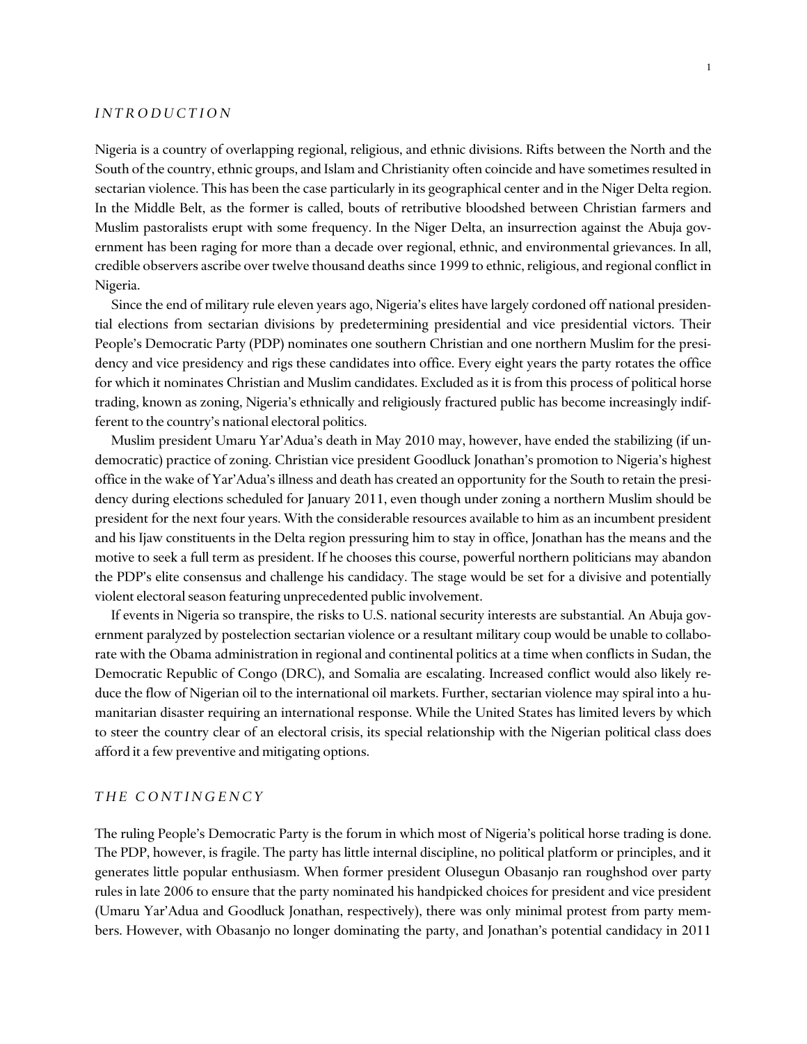## *INTRODUCTION*

Nigeria is a country of overlapping regional, religious, and ethnic divisions. Rifts between the North and the South of the country, ethnic groups, and Islam and Christianity often coincide and have sometimes resulted in sectarian violence. This has been the case particularly in its geographical center and in the Niger Delta region. In the Middle Belt, as the former is called, bouts of retributive bloodshed between Christian farmers and Muslim pastoralists erupt with some frequency. In the Niger Delta, an insurrection against the Abuja government has been raging for more than a decade over regional, ethnic, and environmental grievances. In all, credible observers ascribe over twelve thousand deaths since 1999 to ethnic, religious, and regional conflict in Nigeria.

Since the end of military rule eleven years ago, Nigeria's elites have largely cordoned off national presidential elections from sectarian divisions by predetermining presidential and vice presidential victors. Their People's Democratic Party (PDP) nominates one southern Christian and one northern Muslim for the presidency and vice presidency and rigs these candidates into office. Every eight years the party rotates the office for which it nominates Christian and Muslim candidates. Excluded as it is from this process of political horse trading, known as zoning, Nigeria's ethnically and religiously fractured public has become increasingly indifferent to the country's national electoral politics.

Muslim president Umaru Yar'Adua's death in May 2010 may, however, have ended the stabilizing (if undemocratic) practice of zoning. Christian vice president Goodluck Jonathan's promotion to Nigeria's highest office in the wake of Yar'Adua's illness and death has created an opportunity for the South to retain the presidency during elections scheduled for January 2011, even though under zoning a northern Muslim should be president for the next four years. With the considerable resources available to him as an incumbent president and his Ijaw constituents in the Delta region pressuring him to stay in office, Jonathan has the means and the motive to seek a full term as president. If he chooses this course, powerful northern politicians may abandon the PDP's elite consensus and challenge his candidacy. The stage would be set for a divisive and potentially violent electoral season featuring unprecedented public involvement.

If events in Nigeria so transpire, the risks to U.S. national security interests are substantial. An Abuja government paralyzed by postelection sectarian violence or a resultant military coup would be unable to collaborate with the Obama administration in regional and continental politics at a time when conflicts in Sudan, the Democratic Republic of Congo (DRC), and Somalia are escalating. Increased conflict would also likely reduce the flow of Nigerian oil to the international oil markets. Further, sectarian violence may spiral into a humanitarian disaster requiring an international response. While the United States has limited levers by which to steer the country clear of an electoral crisis, its special relationship with the Nigerian political class does afford it a few preventive and mitigating options.

## *THE CONTINGENCY*

The ruling People's Democratic Party is the forum in which most of Nigeria's political horse trading is done. The PDP, however, is fragile. The party has little internal discipline, no political platform or principles, and it generates little popular enthusiasm. When former president Olusegun Obasanjo ran roughshod over party rules in late 2006 to ensure that the party nominated his handpicked choices for president and vice president (Umaru Yar'Adua and Goodluck Jonathan, respectively), there was only minimal protest from party members. However, with Obasanjo no longer dominating the party, and Jonathan's potential candidacy in 2011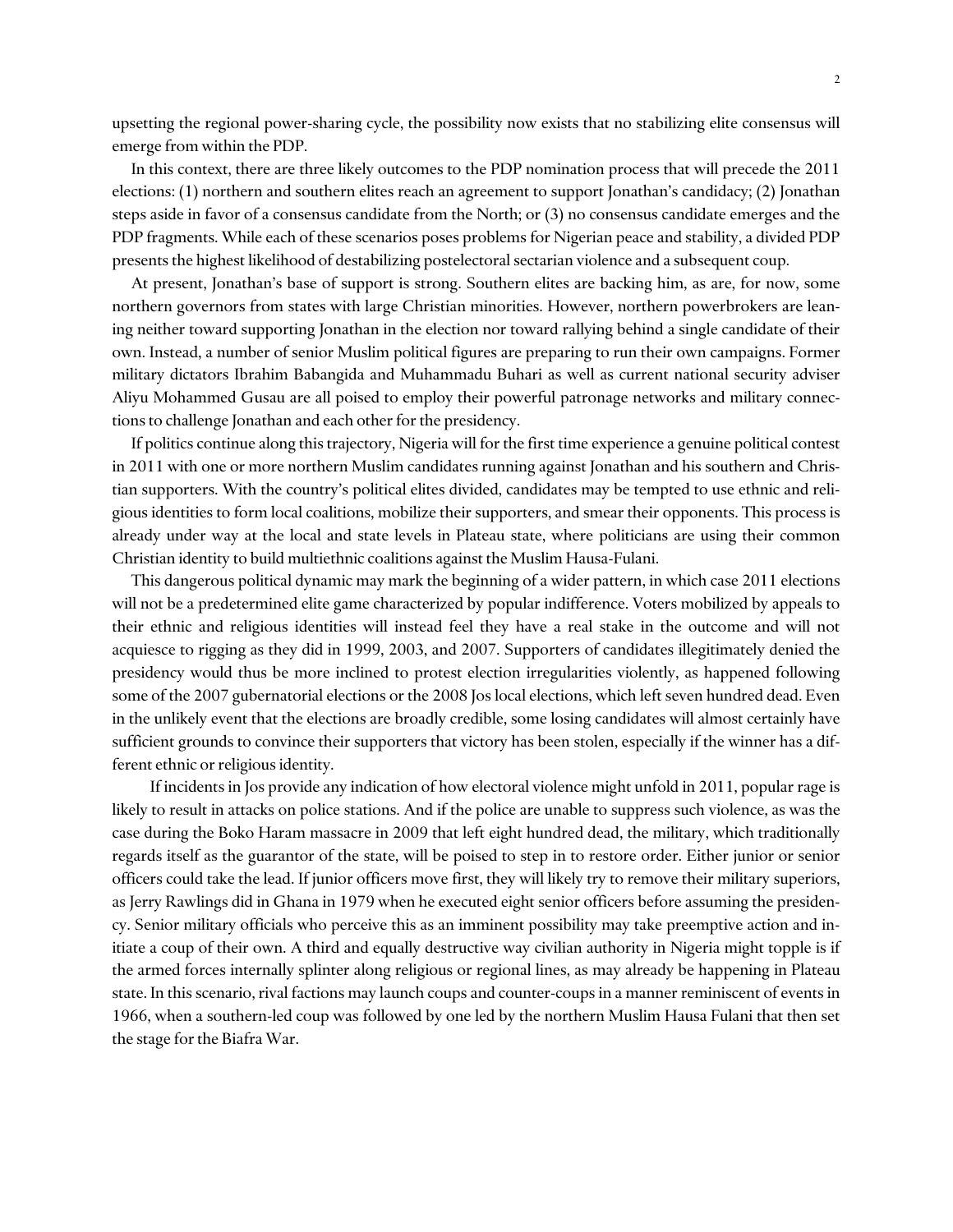upsetting the regional power-sharing cycle, the possibility now exists that no stabilizing elite consensus will emerge from within the PDP.

In this context, there are three likely outcomes to the PDP nomination process that will precede the 2011 elections: (1) northern and southern elites reach an agreement to support Jonathan's candidacy; (2) Jonathan steps aside in favor of a consensus candidate from the North; or (3) no consensus candidate emerges and the PDP fragments. While each of these scenarios poses problems for Nigerian peace and stability, a divided PDP presents the highest likelihood of destabilizing postelectoral sectarian violence and a subsequent coup.

At present, Jonathan's base of support is strong. Southern elites are backing him, as are, for now, some northern governors from states with large Christian minorities. However, northern powerbrokers are leaning neither toward supporting Jonathan in the election nor toward rallying behind a single candidate of their own. Instead, a number of senior Muslim political figures are preparing to run their own campaigns. Former military dictators Ibrahim Babangida and Muhammadu Buhari as well as current national security adviser Aliyu Mohammed Gusau are all poised to employ their powerful patronage networks and military connections to challenge Jonathan and each other for the presidency.

If politics continue along this trajectory, Nigeria will for the first time experience a genuine political contest in 2011 with one or more northern Muslim candidates running against Jonathan and his southern and Christian supporters. With the country's political elites divided, candidates may be tempted to use ethnic and religious identities to form local coalitions, mobilize their supporters, and smear their opponents. This process is already under way at the local and state levels in Plateau state, where politicians are using their common Christian identity to build multiethnic coalitions against the Muslim Hausa-Fulani.

This dangerous political dynamic may mark the beginning of a wider pattern, in which case 2011 elections will not be a predetermined elite game characterized by popular indifference. Voters mobilized by appeals to their ethnic and religious identities will instead feel they have a real stake in the outcome and will not acquiesce to rigging as they did in 1999, 2003, and 2007. Supporters of candidates illegitimately denied the presidency would thus be more inclined to protest election irregularities violently, as happened following some of the 2007 gubernatorial elections or the 2008 Jos local elections, which left seven hundred dead. Even in the unlikely event that the elections are broadly credible, some losing candidates will almost certainly have sufficient grounds to convince their supporters that victory has been stolen, especially if the winner has a different ethnic or religious identity.

If incidents in Jos provide any indication of how electoral violence might unfold in 2011, popular rage is likely to result in attacks on police stations. And if the police are unable to suppress such violence, as was the case during the Boko Haram massacre in 2009 that left eight hundred dead, the military, which traditionally regards itself as the guarantor of the state, will be poised to step in to restore order. Either junior or senior officers could take the lead. If junior officers move first, they will likely try to remove their military superiors, as Jerry Rawlings did in Ghana in 1979 when he executed eight senior officers before assuming the presidency. Senior military officials who perceive this as an imminent possibility may take preemptive action and initiate a coup of their own. A third and equally destructive way civilian authority in Nigeria might topple is if the armed forces internally splinter along religious or regional lines, as may already be happening in Plateau state. In this scenario, rival factions may launch coups and counter-coups in a manner reminiscent of events in 1966, when a southern-led coup was followed by one led by the northern Muslim Hausa Fulani that then set the stage for the Biafra War.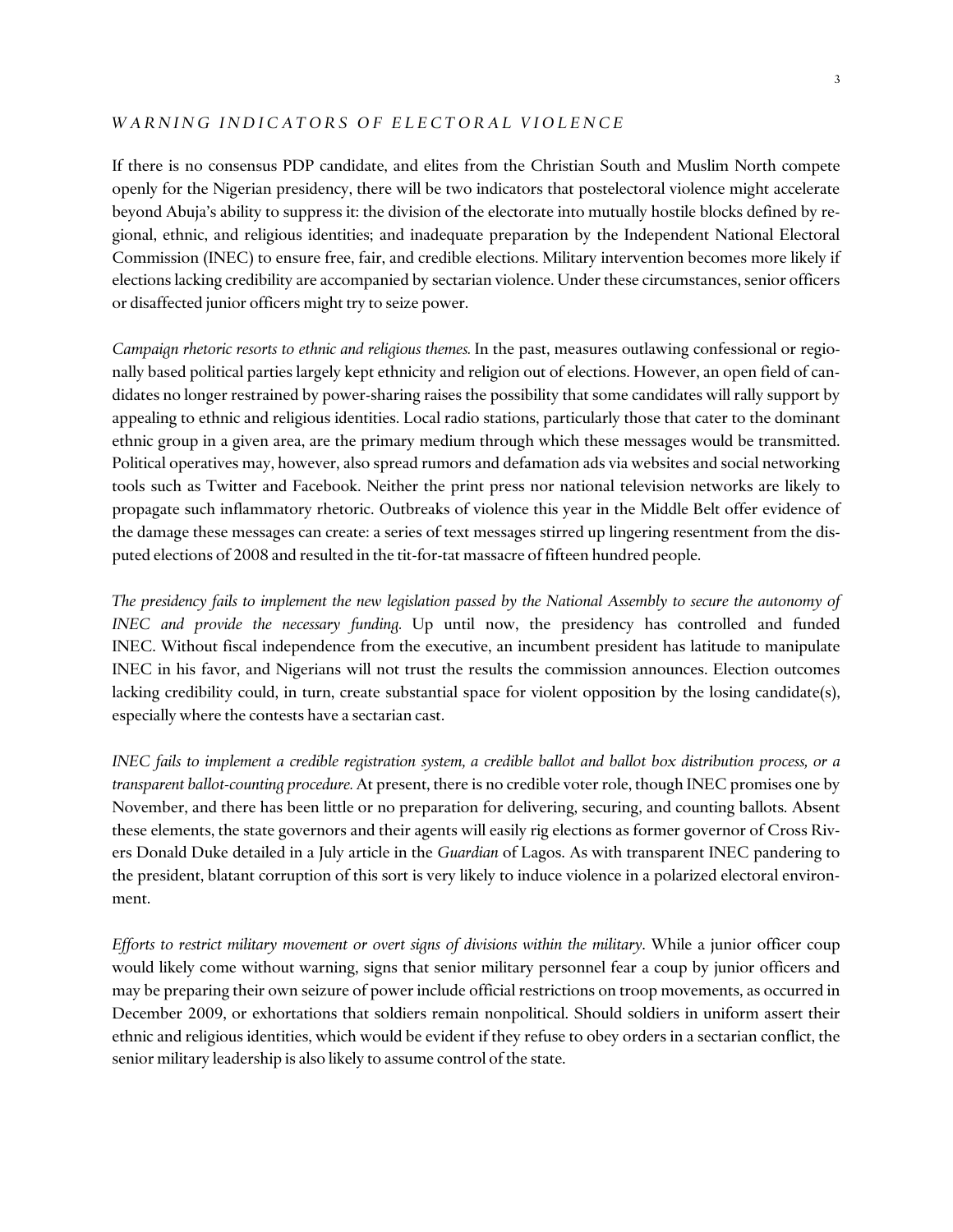## *WARNING INDICATORS OF ELECTORAL VIOLENCE*

If there is no consensus PDP candidate, and elites from the Christian South and Muslim North compete openly for the Nigerian presidency, there will be two indicators that postelectoral violence might accelerate beyond Abuja's ability to suppress it: the division of the electorate into mutually hostile blocks defined by regional, ethnic, and religious identities; and inadequate preparation by the Independent National Electoral Commission (INEC) to ensure free, fair, and credible elections. Military intervention becomes more likely if elections lacking credibility are accompanied by sectarian violence. Under these circumstances, senior officers or disaffected junior officers might try to seize power.

*Campaign rhetoric resorts to ethnic and religious themes.* In the past, measures outlawing confessional or regionally based political parties largely kept ethnicity and religion out of elections. However, an open field of candidates no longer restrained by power-sharing raises the possibility that some candidates will rally support by appealing to ethnic and religious identities. Local radio stations, particularly those that cater to the dominant ethnic group in a given area, are the primary medium through which these messages would be transmitted. Political operatives may, however, also spread rumors and defamation ads via websites and social networking tools such as Twitter and Facebook. Neither the print press nor national television networks are likely to propagate such inflammatory rhetoric. Outbreaks of violence this year in the Middle Belt offer evidence of the damage these messages can create: a series of text messages stirred up lingering resentment from the disputed elections of 2008 and resulted in the tit-for-tat massacre of fifteen hundred people.

*The presidency fails to implement the new legislation passed by the National Assembly to secure the autonomy of INEC and provide the necessary funding.* Up until now, the presidency has controlled and funded INEC. Without fiscal independence from the executive, an incumbent president has latitude to manipulate INEC in his favor, and Nigerians will not trust the results the commission announces. Election outcomes lacking credibility could, in turn, create substantial space for violent opposition by the losing candidate(s), especially where the contests have a sectarian cast.

*INEC fails to implement a credible registration system, a credible ballot and ballot box distribution process, or a transparent ballot-counting procedure.* At present, there is no credible voter role, though INEC promises one by November, and there has been little or no preparation for delivering, securing, and counting ballots. Absent these elements, the state governors and their agents will easily rig elections as former governor of Cross Rivers Donald Duke detailed in a July article in the *Guardian* of Lagos. As with transparent INEC pandering to the president, blatant corruption of this sort is very likely to induce violence in a polarized electoral environment.

*Efforts to restrict military movement or overt signs of divisions within the military.* While a junior officer coup would likely come without warning, signs that senior military personnel fear a coup by junior officers and may be preparing their own seizure of power include official restrictions on troop movements, as occurred in December 2009, or exhortations that soldiers remain nonpolitical. Should soldiers in uniform assert their ethnic and religious identities, which would be evident if they refuse to obey orders in a sectarian conflict, the senior military leadership is also likely to assume control of the state.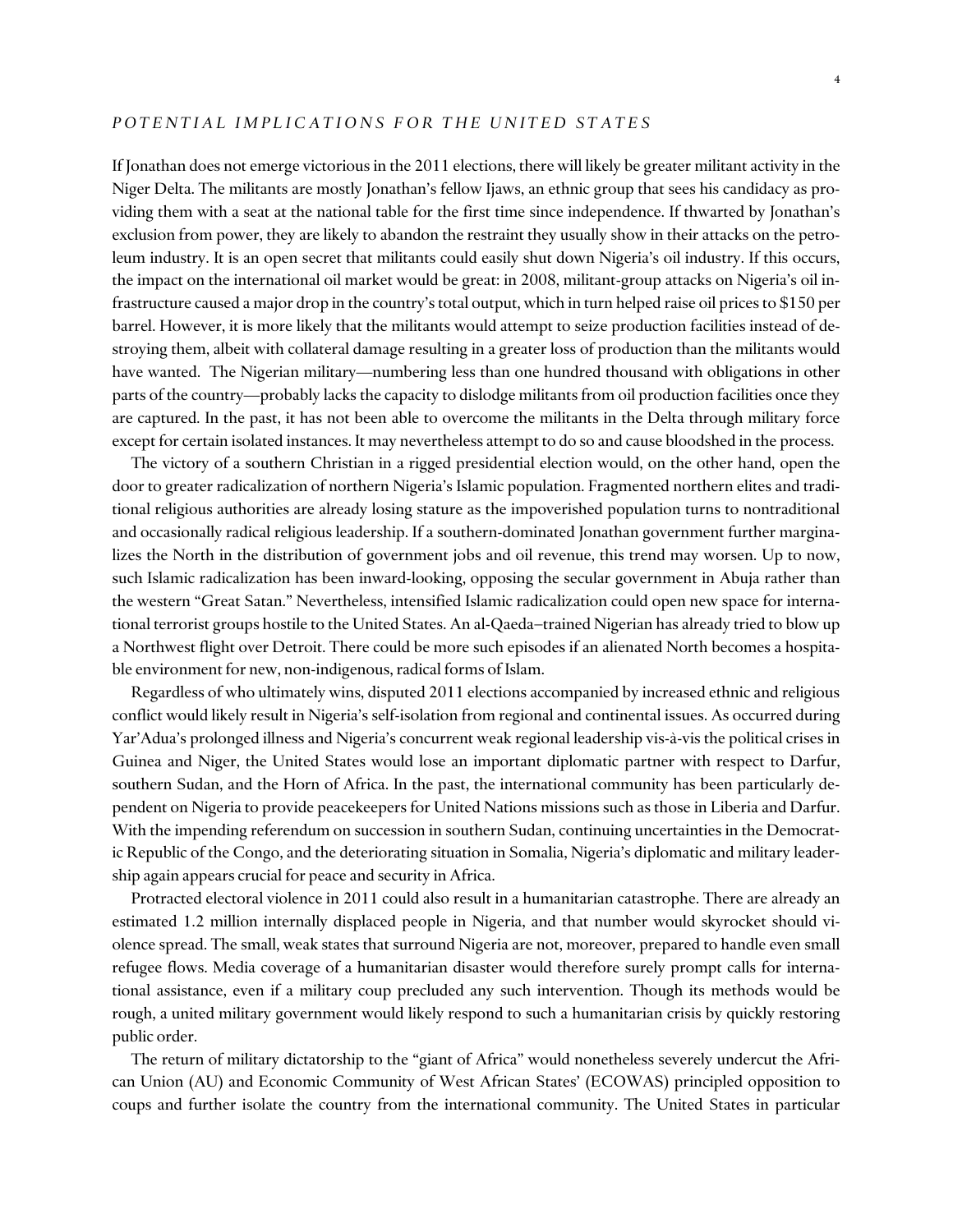## *POTENTIAL IMPLICATIONS FOR THE UNITED STATES*

If Jonathan does not emerge victorious in the 2011 elections, there will likely be greater militant activity in the Niger Delta. The militants are mostly Jonathan's fellow Ijaws, an ethnic group that sees his candidacy as providing them with a seat at the national table for the first time since independence. If thwarted by Jonathan's exclusion from power, they are likely to abandon the restraint they usually show in their attacks on the petroleum industry. It is an open secret that militants could easily shut down Nigeria's oil industry. If this occurs, the impact on the international oil market would be great: in 2008, militant-group attacks on Nigeria's oil infrastructure caused a major drop in the country's total output, which in turn helped raise oil prices to $150 per barrel. However, it is more likely that the militants would attempt to seize production facilities instead of destroying them, albeit with collateral damage resulting in a greater loss of production than the militants would have wanted. The Nigerian military—numbering less than one hundred thousand with obligations in other parts of the country—probably lacks the capacity to dislodge militants from oil production facilities once they are captured. In the past, it has not been able to overcome the militants in the Delta through military force except for certain isolated instances. It may nevertheless attempt to do so and cause bloodshed in the process.

The victory of a southern Christian in a rigged presidential election would, on the other hand, open the door to greater radicalization of northern Nigeria's Islamic population. Fragmented northern elites and traditional religious authorities are already losing stature as the impoverished population turns to nontraditional and occasionally radical religious leadership. If a southern-dominated Jonathan government further marginalizes the North in the distribution of government jobs and oil revenue, this trend may worsen. Up to now, such Islamic radicalization has been inward-looking, opposing the secular government in Abuja rather than the western "Great Satan." Nevertheless, intensified Islamic radicalization could open new space for international terrorist groups hostile to the United States. An al-Qaeda–trained Nigerian has already tried to blow up a Northwest flight over Detroit. There could be more such episodes if an alienated North becomes a hospitable environment for new, non-indigenous, radical forms of Islam.

Regardless of who ultimately wins, disputed 2011 elections accompanied by increased ethnic and religious conflict would likely result in Nigeria's self-isolation from regional and continental issues. As occurred during Yar'Adua's prolonged illness and Nigeria's concurrent weak regional leadership vis-à-vis the political crises in Guinea and Niger, the United States would lose an important diplomatic partner with respect to Darfur, southern Sudan, and the Horn of Africa. In the past, the international community has been particularly dependent on Nigeria to provide peacekeepers for United Nations missions such as those in Liberia and Darfur. With the impending referendum on succession in southern Sudan, continuing uncertainties in the Democratic Republic of the Congo, and the deteriorating situation in Somalia, Nigeria's diplomatic and military leadership again appears crucial for peace and security in Africa.

Protracted electoral violence in 2011 could also result in a humanitarian catastrophe. There are already an estimated 1.2 million internally displaced people in Nigeria, and that number would skyrocket should violence spread. The small, weak states that surround Nigeria are not, moreover, prepared to handle even small refugee flows. Media coverage of a humanitarian disaster would therefore surely prompt calls for international assistance, even if a military coup precluded any such intervention. Though its methods would be rough, a united military government would likely respond to such a humanitarian crisis by quickly restoring public order.

The return of military dictatorship to the "giant of Africa" would nonetheless severely undercut the African Union (AU) and Economic Community of West African States' (ECOWAS) principled opposition to coups and further isolate the country from the international community. The United States in particular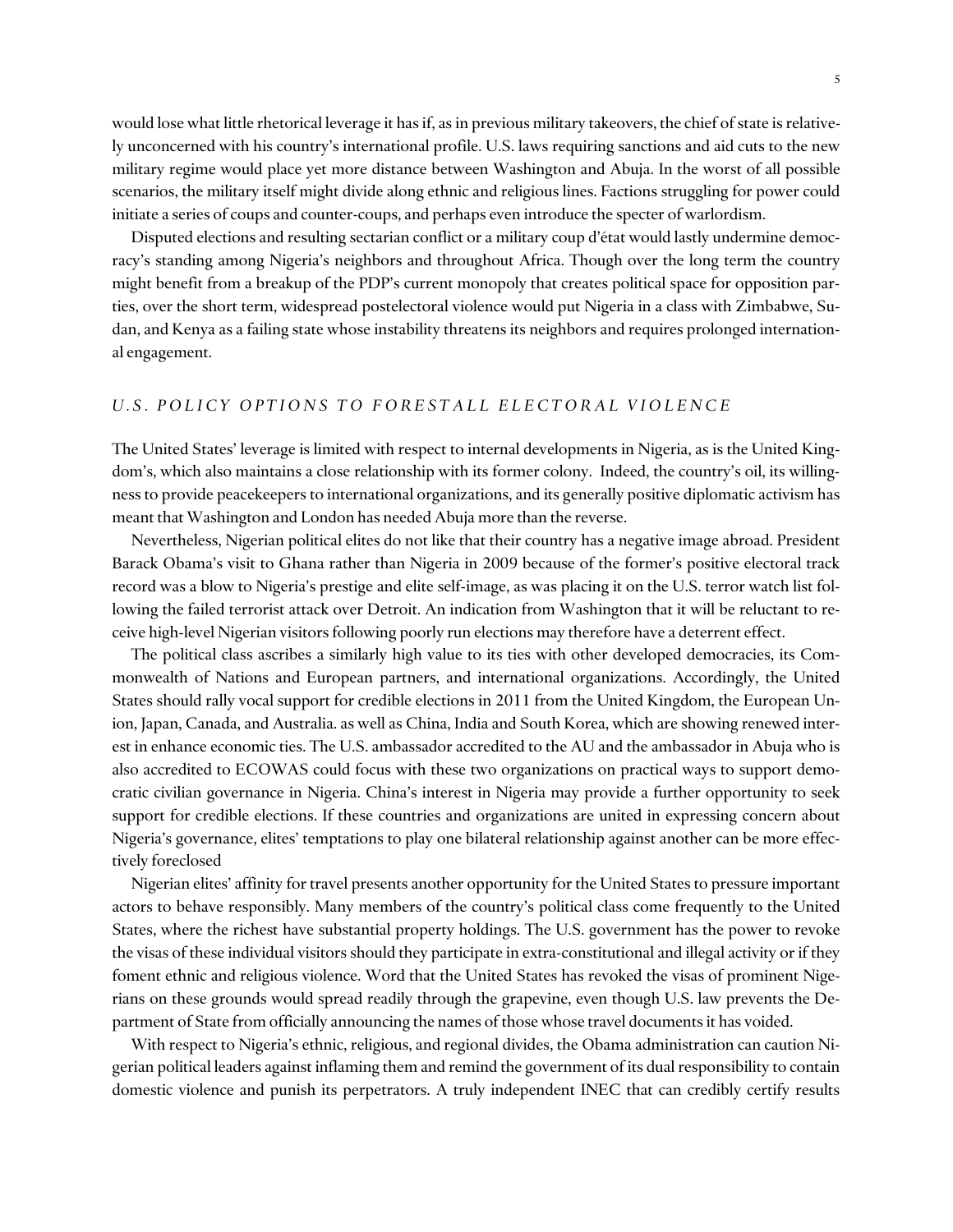would lose what little rhetorical leverage it has if, as in previous military takeovers, the chief of state is relatively unconcerned with his country's international profile. U.S. laws requiring sanctions and aid cuts to the new military regime would place yet more distance between Washington and Abuja. In the worst of all possible scenarios, the military itself might divide along ethnic and religious lines. Factions struggling for power could initiate a series of coups and counter-coups, and perhaps even introduce the specter of warlordism.

Disputed elections and resulting sectarian conflict or a military coup d'état would lastly undermine democracy's standing among Nigeria's neighbors and throughout Africa. Though over the long term the country might benefit from a breakup of the PDP's current monopoly that creates political space for opposition parties, over the short term, widespread postelectoral violence would put Nigeria in a class with Zimbabwe, Sudan, and Kenya as a failing state whose instability threatens its neighbors and requires prolonged international engagement.

## *U.S. POLICY OPTIONS TO FORESTALL ELECTORAL VIOLENCE*

The United States' leverage is limited with respect to internal developments in Nigeria, as is the United Kingdom's, which also maintains a close relationship with its former colony. Indeed, the country's oil, its willingness to provide peacekeepers to international organizations, and its generally positive diplomatic activism has meant that Washington and London has needed Abuja more than the reverse.

Nevertheless, Nigerian political elites do not like that their country has a negative image abroad. President Barack Obama's visit to Ghana rather than Nigeria in 2009 because of the former's positive electoral track record was a blow to Nigeria's prestige and elite self-image, as was placing it on the U.S. terror watch list following the failed terrorist attack over Detroit. An indication from Washington that it will be reluctant to receive high-level Nigerian visitors following poorly run elections may therefore have a deterrent effect.

The political class ascribes a similarly high value to its ties with other developed democracies, its Commonwealth of Nations and European partners, and international organizations. Accordingly, the United States should rally vocal support for credible elections in 2011 from the United Kingdom, the European Union, Japan, Canada, and Australia. as well as China, India and South Korea, which are showing renewed interest in enhance economic ties. The U.S. ambassador accredited to the AU and the ambassador in Abuja who is also accredited to ECOWAS could focus with these two organizations on practical ways to support democratic civilian governance in Nigeria. China's interest in Nigeria may provide a further opportunity to seek support for credible elections. If these countries and organizations are united in expressing concern about Nigeria's governance, elites' temptations to play one bilateral relationship against another can be more effectively foreclosed

Nigerian elites' affinity for travel presents another opportunity for the United States to pressure important actors to behave responsibly. Many members of the country's political class come frequently to the United States, where the richest have substantial property holdings. The U.S. government has the power to revoke the visas of these individual visitors should they participate in extra-constitutional and illegal activity or if they foment ethnic and religious violence. Word that the United States has revoked the visas of prominent Nigerians on these grounds would spread readily through the grapevine, even though U.S. law prevents the Department of State from officially announcing the names of those whose travel documents it has voided.

With respect to Nigeria's ethnic, religious, and regional divides, the Obama administration can caution Nigerian political leaders against inflaming them and remind the government of its dual responsibility to contain domestic violence and punish its perpetrators. A truly independent INEC that can credibly certify results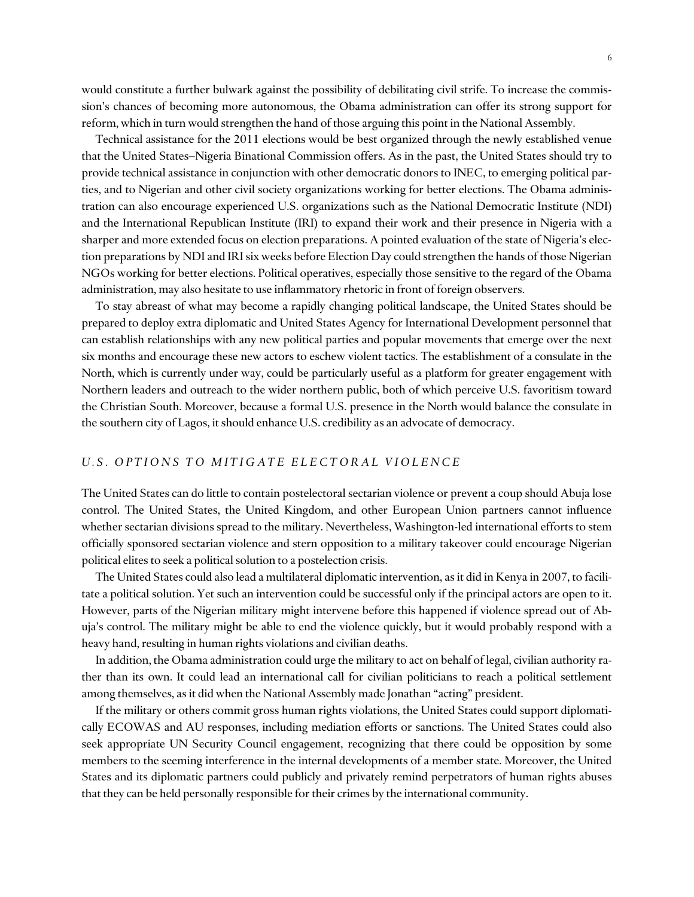would constitute a further bulwark against the possibility of debilitating civil strife. To increase the commission's chances of becoming more autonomous, the Obama administration can offer its strong support for reform, which in turn would strengthen the hand of those arguing this point in the National Assembly.

Technical assistance for the 2011 elections would be best organized through the newly established venue that the United States–Nigeria Binational Commission offers. As in the past, the United States should try to provide technical assistance in conjunction with other democratic donors to INEC, to emerging political parties, and to Nigerian and other civil society organizations working for better elections. The Obama administration can also encourage experienced U.S. organizations such as the National Democratic Institute (NDI) and the International Republican Institute (IRI) to expand their work and their presence in Nigeria with a sharper and more extended focus on election preparations. A pointed evaluation of the state of Nigeria's election preparations by NDI and IRI six weeks before Election Day could strengthen the hands of those Nigerian NGOs working for better elections. Political operatives, especially those sensitive to the regard of the Obama administration, may also hesitate to use inflammatory rhetoric in front of foreign observers.

To stay abreast of what may become a rapidly changing political landscape, the United States should be prepared to deploy extra diplomatic and United States Agency for International Development personnel that can establish relationships with any new political parties and popular movements that emerge over the next six months and encourage these new actors to eschew violent tactics. The establishment of a consulate in the North, which is currently under way, could be particularly useful as a platform for greater engagement with Northern leaders and outreach to the wider northern public, both of which perceive U.S. favoritism toward the Christian South. Moreover, because a formal U.S. presence in the North would balance the consulate in the southern city of Lagos, it should enhance U.S. credibility as an advocate of democracy.

## *U.S. OPTIONS TO MITIGATE ELECTORAL VIOLENCE*

The United States can do little to contain postelectoral sectarian violence or prevent a coup should Abuja lose control. The United States, the United Kingdom, and other European Union partners cannot influence whether sectarian divisions spread to the military. Nevertheless, Washington-led international efforts to stem officially sponsored sectarian violence and stern opposition to a military takeover could encourage Nigerian political elites to seek a political solution to a postelection crisis.

The United States could also lead a multilateral diplomatic intervention, as it did in Kenya in 2007, to facilitate a political solution. Yet such an intervention could be successful only if the principal actors are open to it. However, parts of the Nigerian military might intervene before this happened if violence spread out of Abuja's control. The military might be able to end the violence quickly, but it would probably respond with a heavy hand, resulting in human rights violations and civilian deaths.

In addition, the Obama administration could urge the military to act on behalf of legal, civilian authority rather than its own. It could lead an international call for civilian politicians to reach a political settlement among themselves, as it did when the National Assembly made Jonathan "acting" president.

If the military or others commit gross human rights violations, the United States could support diplomatically ECOWAS and AU responses, including mediation efforts or sanctions. The United States could also seek appropriate UN Security Council engagement, recognizing that there could be opposition by some members to the seeming interference in the internal developments of a member state. Moreover, the United States and its diplomatic partners could publicly and privately remind perpetrators of human rights abuses that they can be held personally responsible for their crimes by the international community.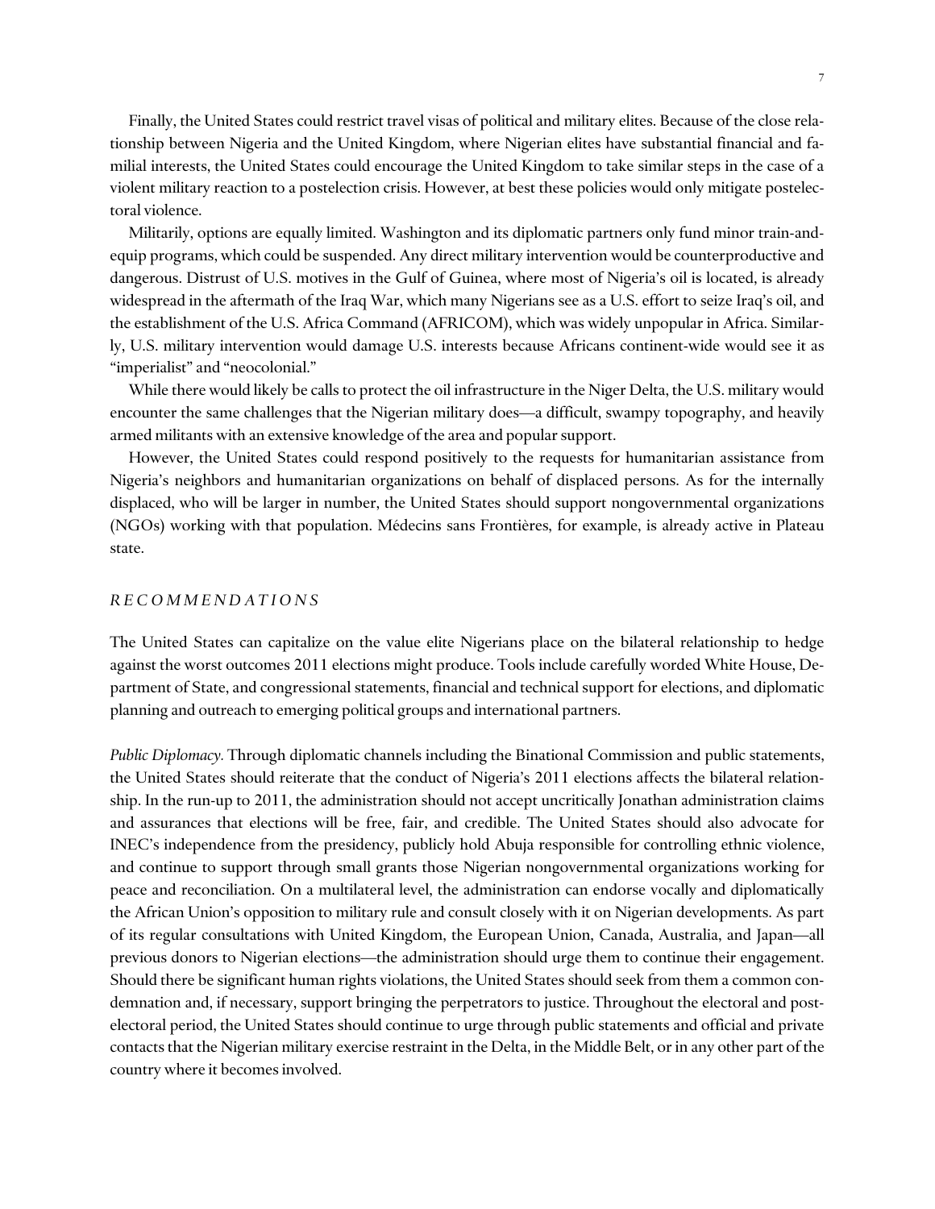Finally, the United States could restrict travel visas of political and military elites. Because of the close relationship between Nigeria and the United Kingdom, where Nigerian elites have substantial financial and familial interests, the United States could encourage the United Kingdom to take similar steps in the case of a violent military reaction to a postelection crisis. However, at best these policies would only mitigate postelectoral violence.

Militarily, options are equally limited. Washington and its diplomatic partners only fund minor train-and-equip programs, which could be suspended. Any direct military intervention would be counterproductive and dangerous. Distrust of U.S. motives in the Gulf of Guinea, where most of Nigeria's oil is located, is already widespread in the aftermath of the Iraq War, which many Nigerians see as a U.S. effort to seize Iraq's oil, and the establishment of the U.S. Africa Command (AFRICOM), which was widely unpopular in Africa. Similarly, U.S. military intervention would damage U.S. interests because Africans continent-wide would see it as "imperialist" and "neocolonial."

While there would likely be calls to protect the oil infrastructure in the Niger Delta, the U.S. military would encounter the same challenges that the Nigerian military does—a difficult, swampy topography, and heavily armed militants with an extensive knowledge of the area and popular support.

However, the United States could respond positively to the requests for humanitarian assistance from Nigeria's neighbors and humanitarian organizations on behalf of displaced persons. As for the internally displaced, who will be larger in number, the United States should support nongovernmental organizations (NGOs) working with that population. Médecins sans Frontières, for example, is already active in Plateau state.

## *RECOMMENDATIONS*

The United States can capitalize on the value elite Nigerians place on the bilateral relationship to hedge against the worst outcomes 2011 elections might produce. Tools include carefully worded White House, Department of State, and congressional statements, financial and technical support for elections, and diplomatic planning and outreach to emerging political groups and international partners.

*Public Diplomacy.* Through diplomatic channels including the Binational Commission and public statements, the United States should reiterate that the conduct of Nigeria's 2011 elections affects the bilateral relationship. In the run-up to 2011, the administration should not accept uncritically Jonathan administration claims and assurances that elections will be free, fair, and credible. The United States should also advocate for INEC's independence from the presidency, publicly hold Abuja responsible for controlling ethnic violence, and continue to support through small grants those Nigerian nongovernmental organizations working for peace and reconciliation. On a multilateral level, the administration can endorse vocally and diplomatically the African Union's opposition to military rule and consult closely with it on Nigerian developments. As part of its regular consultations with United Kingdom, the European Union, Canada, Australia, and Japan—all previous donors to Nigerian elections—the administration should urge them to continue their engagement. Should there be significant human rights violations, the United States should seek from them a common condemnation and, if necessary, support bringing the perpetrators to justice. Throughout the electoral and post-electoral period, the United States should continue to urge through public statements and official and private contacts that the Nigerian military exercise restraint in the Delta, in the Middle Belt, or in any other part of the country where it becomes involved.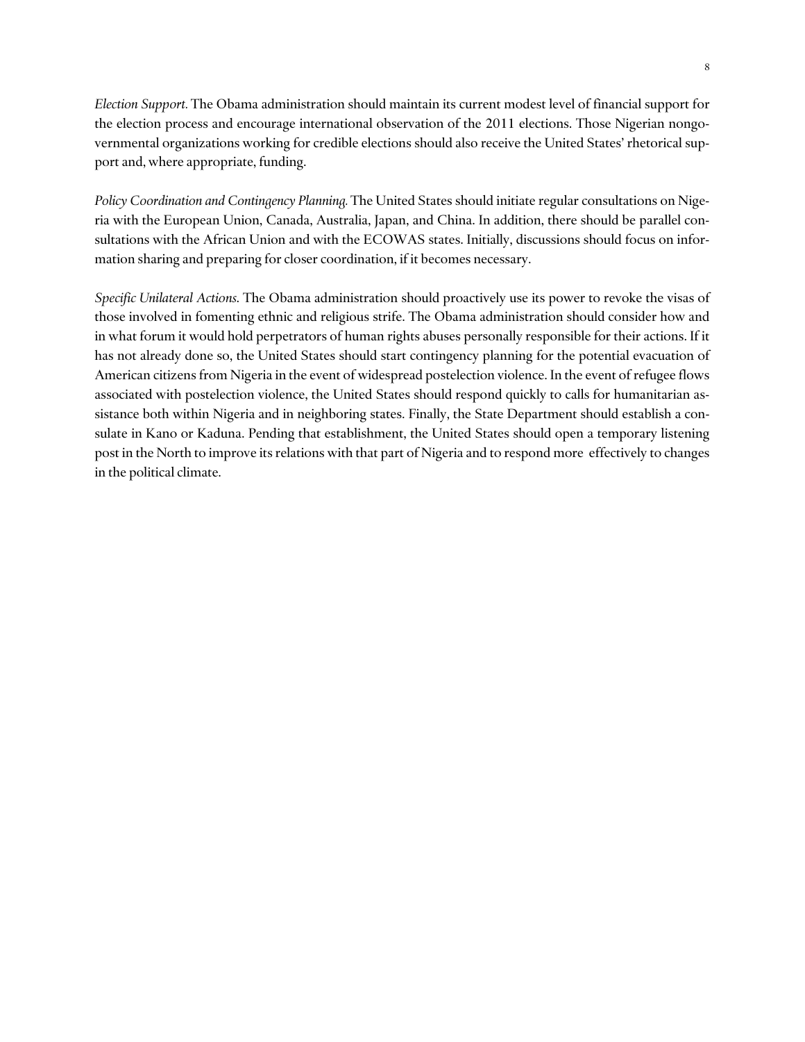*Election Support.* The Obama administration should maintain its current modest level of financial support for the election process and encourage international observation of the 2011 elections. Those Nigerian nongovernmental organizations working for credible elections should also receive the United States' rhetorical support and, where appropriate, funding.

*Policy Coordination and Contingency Planning.* The United States should initiate regular consultations on Nigeria with the European Union, Canada, Australia, Japan, and China. In addition, there should be parallel consultations with the African Union and with the ECOWAS states. Initially, discussions should focus on information sharing and preparing for closer coordination, if it becomes necessary.

*Specific Unilateral Actions.* The Obama administration should proactively use its power to revoke the visas of those involved in fomenting ethnic and religious strife. The Obama administration should consider how and in what forum it would hold perpetrators of human rights abuses personally responsible for their actions. If it has not already done so, the United States should start contingency planning for the potential evacuation of American citizens from Nigeria in the event of widespread postelection violence. In the event of refugee flows associated with postelection violence, the United States should respond quickly to calls for humanitarian assistance both within Nigeria and in neighboring states. Finally, the State Department should establish a consulate in Kano or Kaduna. Pending that establishment, the United States should open a temporary listening post in the North to improve its relations with that part of Nigeria and to respond more effectively to changes in the political climate.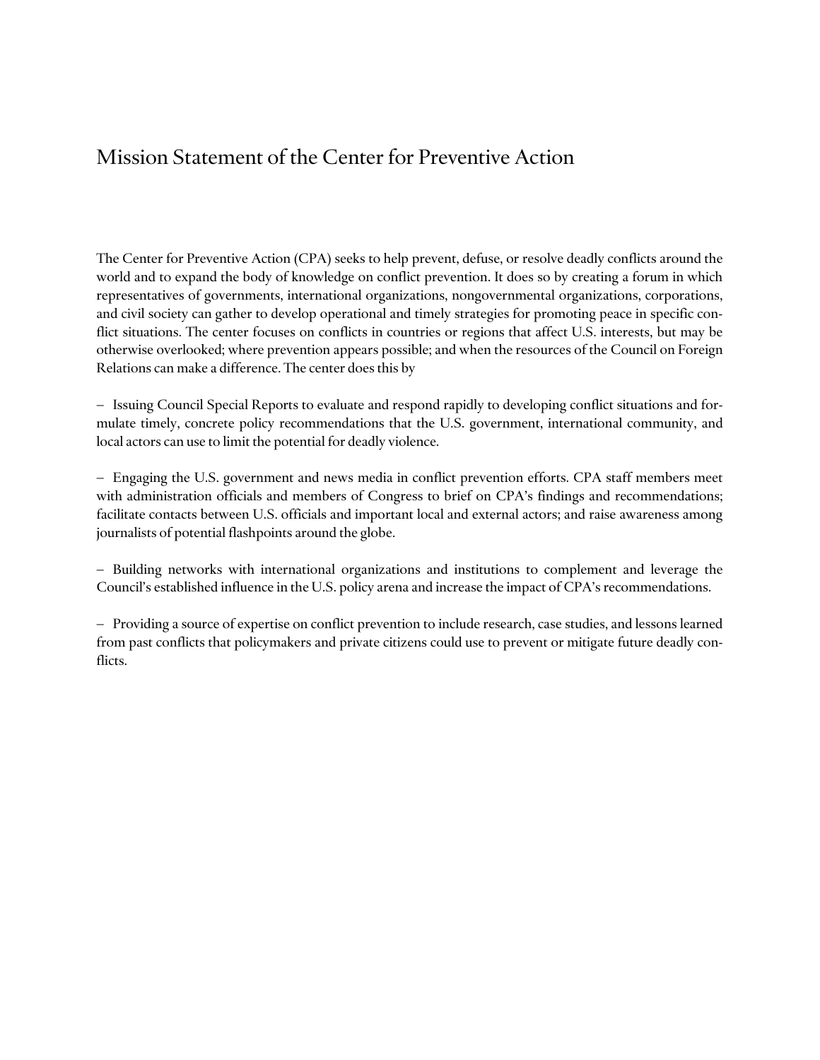# Mission Statement of the Center for Preventive Action

The Center for Preventive Action (CPA) seeks to help prevent, defuse, or resolve deadly conflicts around the world and to expand the body of knowledge on conflict prevention. It does so by creating a forum in which representatives of governments, international organizations, nongovernmental organizations, corporations, and civil society can gather to develop operational and timely strategies for promoting peace in specific conflict situations. The center focuses on conflicts in countries or regions that affect U.S. interests, but may be otherwise overlooked; where prevention appears possible; and when the resources of the Council on Foreign Relations can make a difference. The center does this by

– Issuing Council Special Reports to evaluate and respond rapidly to developing conflict situations and formulate timely, concrete policy recommendations that the U.S. government, international community, and local actors can use to limit the potential for deadly violence.

– Engaging the U.S. government and news media in conflict prevention efforts. CPA staff members meet with administration officials and members of Congress to brief on CPA's findings and recommendations; facilitate contacts between U.S. officials and important local and external actors; and raise awareness among journalists of potential flashpoints around the globe.

– Building networks with international organizations and institutions to complement and leverage the Council's established influence in the U.S. policy arena and increase the impact of CPA's recommendations.

– Providing a source of expertise on conflict prevention to include research, case studies, and lessons learned from past conflicts that policymakers and private citizens could use to prevent or mitigate future deadly conflicts.